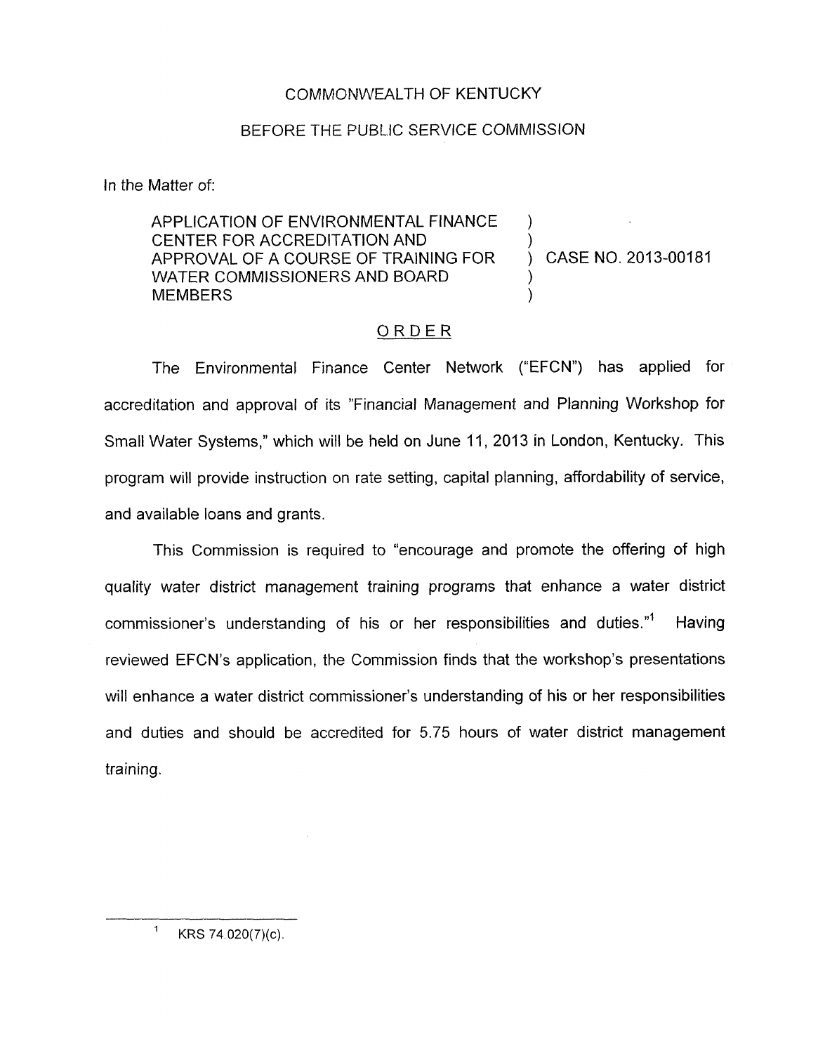COMMONWEALTH OF KENTUCKY

BEFORE THE PUBLIC SERVICE COMMISSION

In the Matter of:

APPLICATION OF ENVIRONMENTAL FINANCE CENTER FOR ACCREDITATION AND APPROVAL OF A COURSE OF TRAINING FOR WATER COMMISSIONERS AND BOARD MEMBERS ) CASE NO. 2013-00181

## ORDER

The Environmental Finance Center Network ("EFCN") has applied for accreditation and approval of its "Financial Management and Planning Workshop for Small Water Systems," which will be held on June 11, 2013 in London, Kentucky. This program will provide instruction on rate setting, capital planning, affordability of service, and available loans and grants.

This Commission is required to "encourage and promote the offering of high quality water district management training programs that enhance a water district commissioner's understanding of his or her responsibilities and duties."[1] Having reviewed EFCN's application, the Commission finds that the workshop's presentations will enhance a water district commissioner's understanding of his or her responsibilities and duties and should be accredited for 5.75 hours of water district management training.

[1] KRS 74.020(7)(c).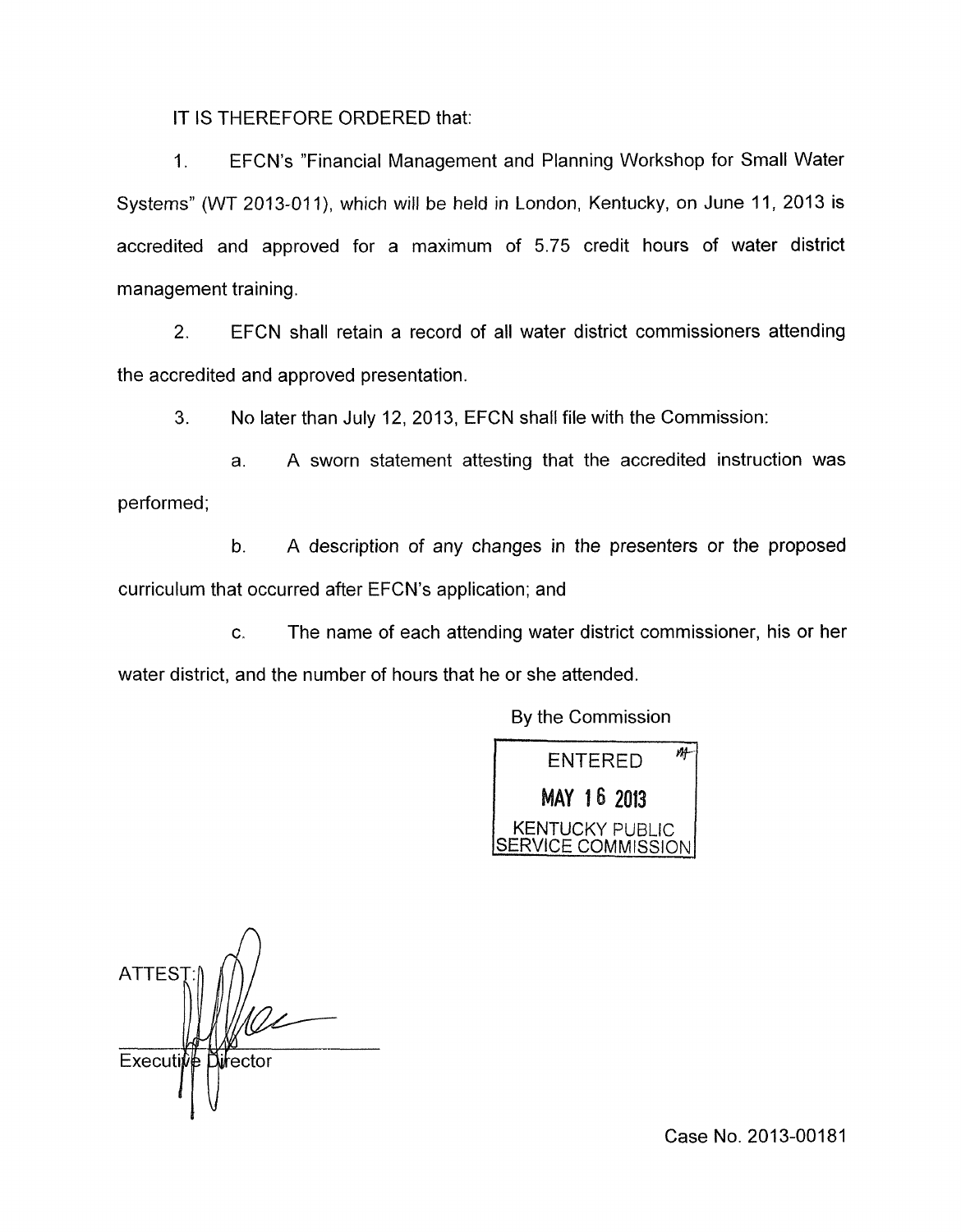IT IS THEREFORE ORDERED that:

1. EFCN's "Financial Management and Planning Workshop for Small Water Systems" (WT 2013-011), which will be held in London, Kentucky, on June 11, 2013 is accredited and approved for a maximum of 5.75 credit hours of water district management training.

2. EFCN shall retain a record of all water district commissioners attending the accredited and approved presentation.

3. No later than July 12, 2013, EFCN shall file with the Commission:

   a. A sworn statement attesting that the accredited instruction was performed;

   b. A description of any changes in the presenters or the proposed curriculum that occurred after EFCN's application; and

   c. The name of each attending water district commissioner, his or her water district, and the number of hours that he or she attended.

By the Commission

ENTERED
MAY 16 2013
KENTUCKY PUBLIC SERVICE COMMISSION

ATTEST:

Executive Director

Case No. 2013-00181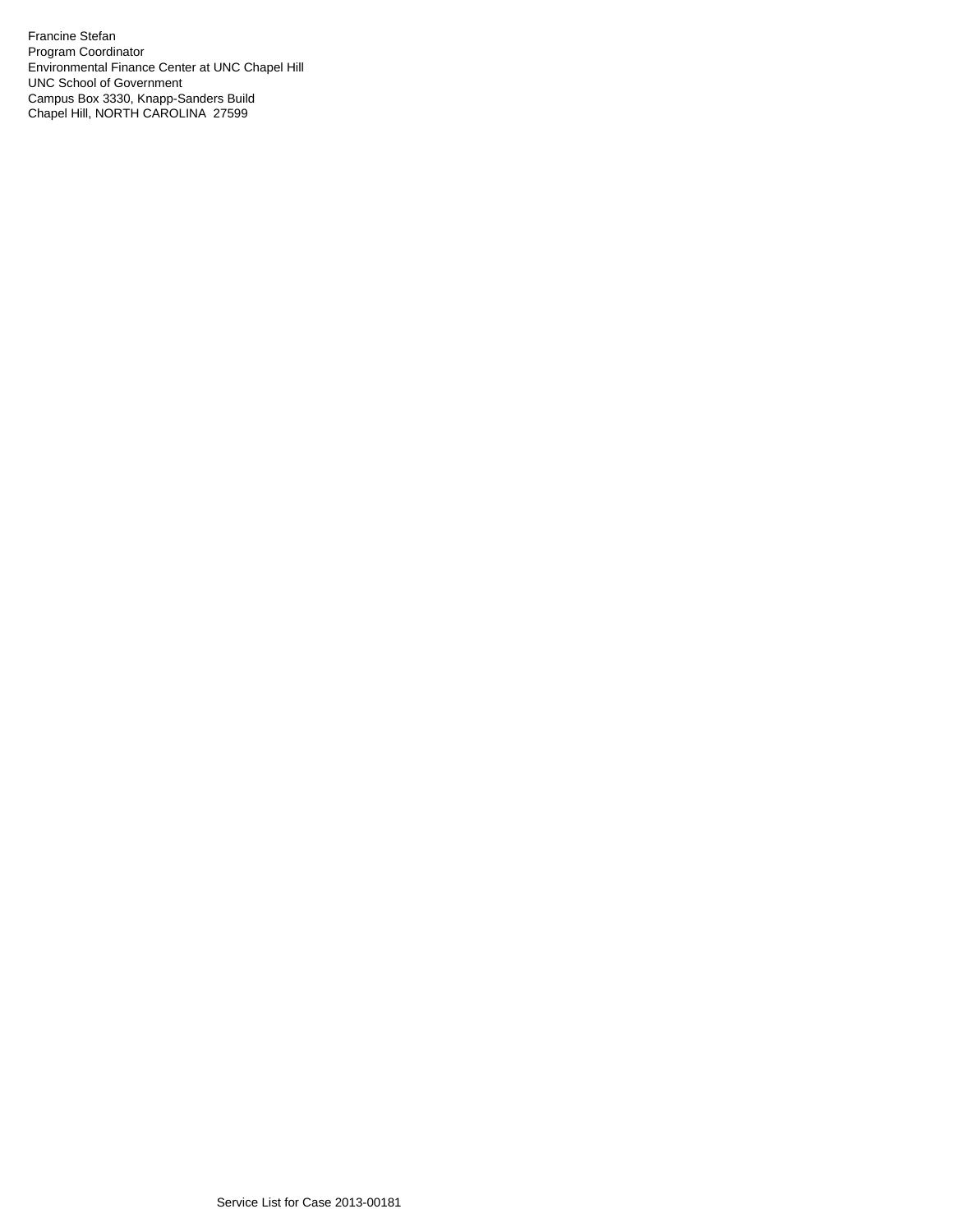Francine Stefan
Program Coordinator
Environmental Finance Center at UNC Chapel Hill
UNC School of Government
Campus Box 3330, Knapp-Sanders Build
Chapel Hill, NORTH CAROLINA 27599